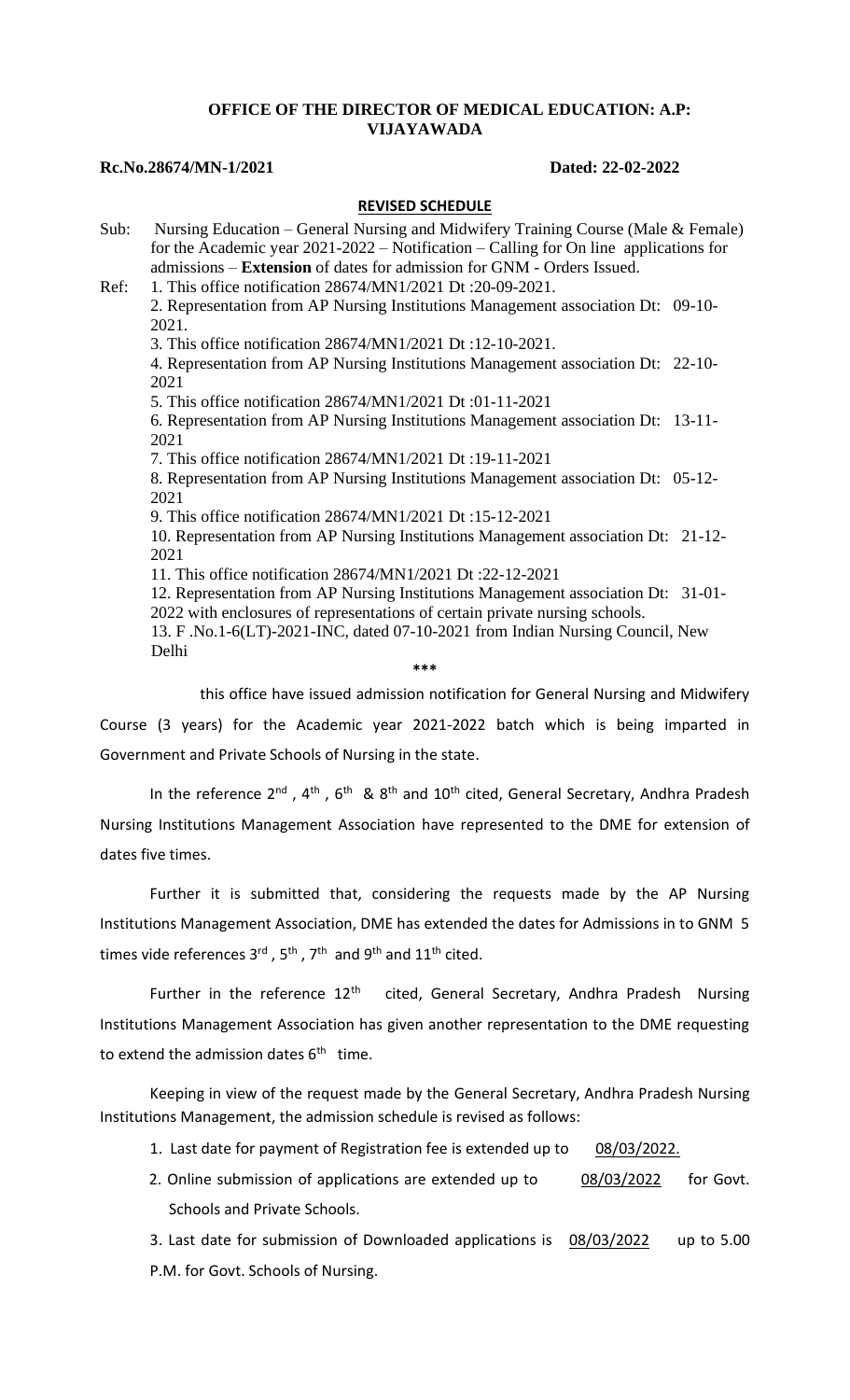**OFFICE OF THE DIRECTOR OF MEDICAL EDUCATION: A.P: VIJAYAWADA**

**Rc.No.28674/MN-1/2021** **Dated: 22-02-2022**

**REVISED SCHEDULE**

Sub: Nursing Education – General Nursing and Midwifery Training Course (Male & Female) for the Academic year 2021-2022 – Notification – Calling for On line applications for admissions – **Extension** of dates for admission for GNM - Orders Issued.

Ref:
1. This office notification 28674/MN1/2021 Dt :20-09-2021.
2. Representation from AP Nursing Institutions Management association Dt: 09-10-2021.
3. This office notification 28674/MN1/2021 Dt :12-10-2021.
4. Representation from AP Nursing Institutions Management association Dt: 22-10-2021
5. This office notification 28674/MN1/2021 Dt :01-11-2021
6. Representation from AP Nursing Institutions Management association Dt: 13-11-2021
7. This office notification 28674/MN1/2021 Dt :19-11-2021
8. Representation from AP Nursing Institutions Management association Dt: 05-12-2021
9. This office notification 28674/MN1/2021 Dt :15-12-2021
10. Representation from AP Nursing Institutions Management association Dt: 21-12-2021
11. This office notification 28674/MN1/2021 Dt :22-12-2021
12. Representation from AP Nursing Institutions Management association Dt: 31-01-2022 with enclosures of representations of certain private nursing schools.
13. F .No.1-6(LT)-2021-INC, dated 07-10-2021 from Indian Nursing Council, New Delhi

\*\*\*

this office have issued admission notification for General Nursing and Midwifery Course (3 years) for the Academic year 2021-2022 batch which is being imparted in Government and Private Schools of Nursing in the state.

In the reference 2nd , 4th , 6th & 8th and 10th cited, General Secretary, Andhra Pradesh Nursing Institutions Management Association have represented to the DME for extension of dates five times.

Further it is submitted that, considering the requests made by the AP Nursing Institutions Management Association, DME has extended the dates for Admissions in to GNM 5 times vide references 3rd , 5th , 7th and 9th and 11th cited.

Further in the reference 12th cited, General Secretary, Andhra Pradesh Nursing Institutions Management Association has given another representation to the DME requesting to extend the admission dates 6th time.

Keeping in view of the request made by the General Secretary, Andhra Pradesh Nursing Institutions Management, the admission schedule is revised as follows:

1. Last date for payment of Registration fee is extended up to 08/03/2022.
2. Online submission of applications are extended up to 08/03/2022 for Govt. Schools and Private Schools.
3. Last date for submission of Downloaded applications is 08/03/2022 up to 5.00 P.M. for Govt. Schools of Nursing.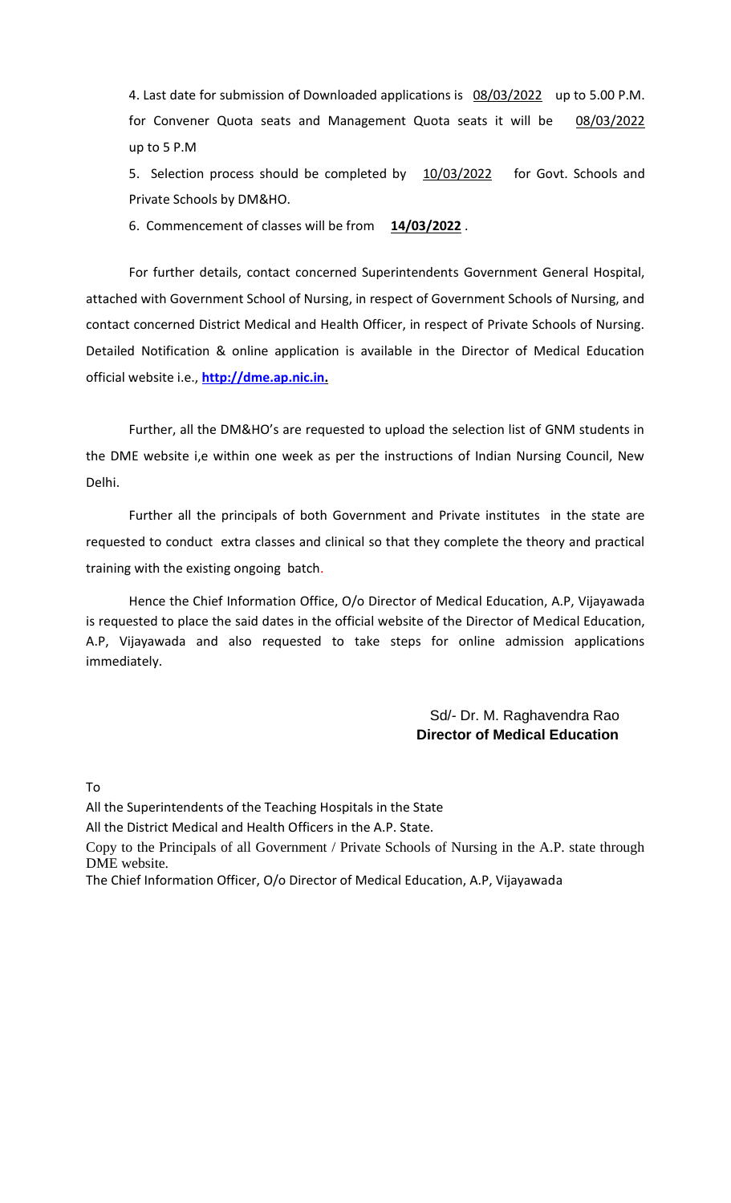4. Last date for submission of Downloaded applications is 08/03/2022 up to 5.00 P.M. for Convener Quota seats and Management Quota seats it will be 08/03/2022 up to 5 P.M

5. Selection process should be completed by 10/03/2022 for Govt. Schools and Private Schools by DM&HO.

6. Commencement of classes will be from **14/03/2022** .

For further details, contact concerned Superintendents Government General Hospital, attached with Government School of Nursing, in respect of Government Schools of Nursing, and contact concerned District Medical and Health Officer, in respect of Private Schools of Nursing. Detailed Notification & online application is available in the Director of Medical Education official website i.e., **http://dme.ap.nic.in.**

Further, all the DM&HO's are requested to upload the selection list of GNM students in the DME website i,e within one week as per the instructions of Indian Nursing Council, New Delhi.

Further all the principals of both Government and Private institutes in the state are requested to conduct extra classes and clinical so that they complete the theory and practical training with the existing ongoing batch.

Hence the Chief Information Office, O/o Director of Medical Education, A.P, Vijayawada is requested to place the said dates in the official website of the Director of Medical Education, A.P, Vijayawada and also requested to take steps for online admission applications immediately.

Sd/- Dr. M. Raghavendra Rao
**Director of Medical Education**

To

All the Superintendents of the Teaching Hospitals in the State

All the District Medical and Health Officers in the A.P. State.

Copy to the Principals of all Government / Private Schools of Nursing in the A.P. state through DME website.

The Chief Information Officer, O/o Director of Medical Education, A.P, Vijayawada